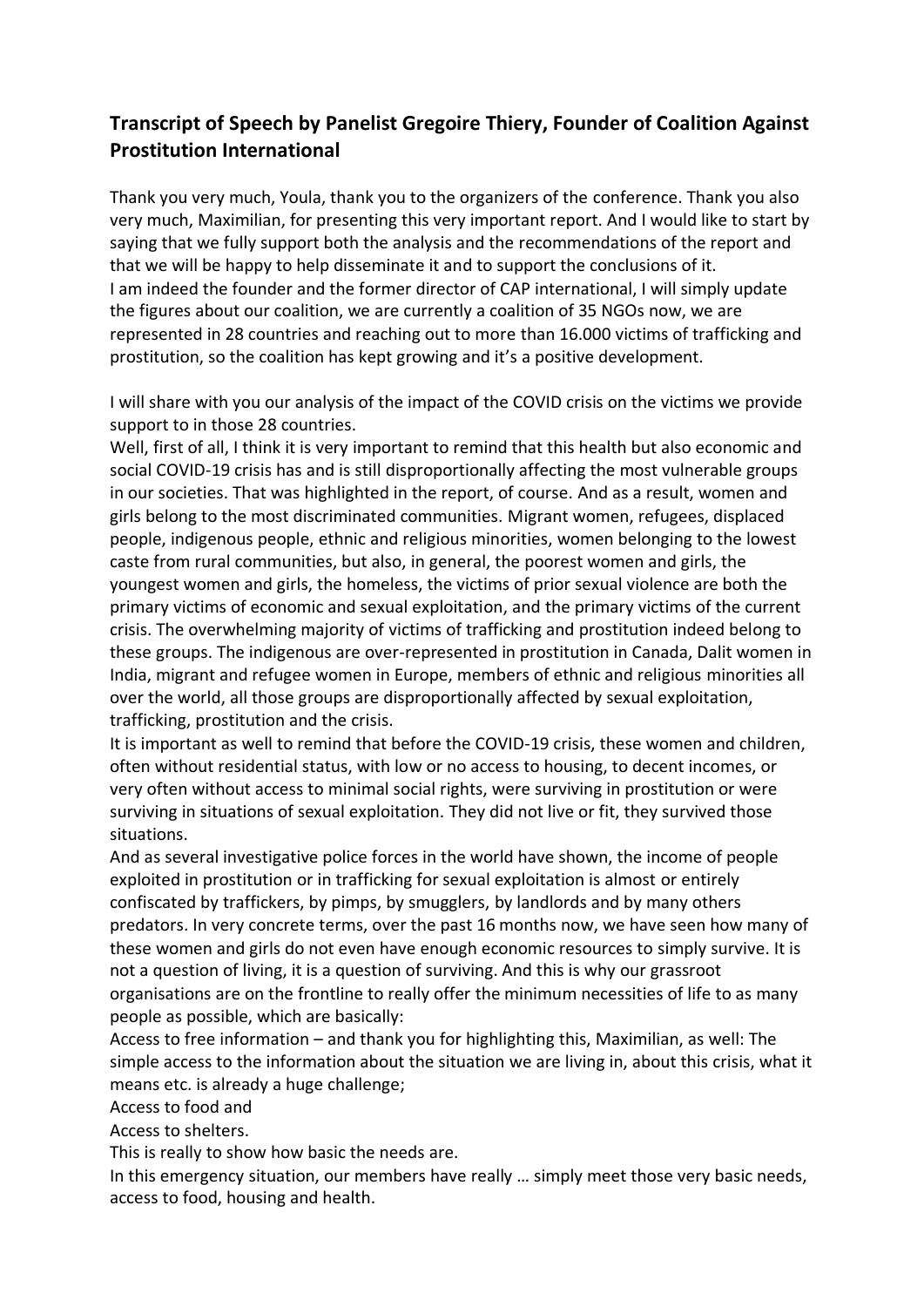# Transcript of Speech by Panelist Gregoire Thiery, Founder of Coalition Against Prostitution International

Thank you very much, Youla, thank you to the organizers of the conference. Thank you also very much, Maximilian, for presenting this very important report. And I would like to start by saying that we fully support both the analysis and the recommendations of the report and that we will be happy to help disseminate it and to support the conclusions of it.
I am indeed the founder and the former director of CAP international, I will simply update the figures about our coalition, we are currently a coalition of 35 NGOs now, we are represented in 28 countries and reaching out to more than 16.000 victims of trafficking and prostitution, so the coalition has kept growing and it's a positive development.

I will share with you our analysis of the impact of the COVID crisis on the victims we provide support to in those 28 countries.
Well, first of all, I think it is very important to remind that this health but also economic and social COVID-19 crisis has and is still disproportionally affecting the most vulnerable groups in our societies. That was highlighted in the report, of course. And as a result, women and girls belong to the most discriminated communities. Migrant women, refugees, displaced people, indigenous people, ethnic and religious minorities, women belonging to the lowest caste from rural communities, but also, in general, the poorest women and girls, the youngest women and girls, the homeless, the victims of prior sexual violence are both the primary victims of economic and sexual exploitation, and the primary victims of the current crisis. The overwhelming majority of victims of trafficking and prostitution indeed belong to these groups. The indigenous are over-represented in prostitution in Canada, Dalit women in India, migrant and refugee women in Europe, members of ethnic and religious minorities all over the world, all those groups are disproportionally affected by sexual exploitation, trafficking, prostitution and the crisis.
It is important as well to remind that before the COVID-19 crisis, these women and children, often without residential status, with low or no access to housing, to decent incomes, or very often without access to minimal social rights, were surviving in prostitution or were surviving in situations of sexual exploitation. They did not live or fit, they survived those situations.
And as several investigative police forces in the world have shown, the income of people exploited in prostitution or in trafficking for sexual exploitation is almost or entirely confiscated by traffickers, by pimps, by smugglers, by landlords and by many others predators. In very concrete terms, over the past 16 months now, we have seen how many of these women and girls do not even have enough economic resources to simply survive. It is not a question of living, it is a question of surviving. And this is why our grassroot organisations are on the frontline to really offer the minimum necessities of life to as many people as possible, which are basically:
Access to free information – and thank you for highlighting this, Maximilian, as well: The simple access to the information about the situation we are living in, about this crisis, what it means etc. is already a huge challenge;
Access to food and
Access to shelters.
This is really to show how basic the needs are.
In this emergency situation, our members have really … simply meet those very basic needs, access to food, housing and health.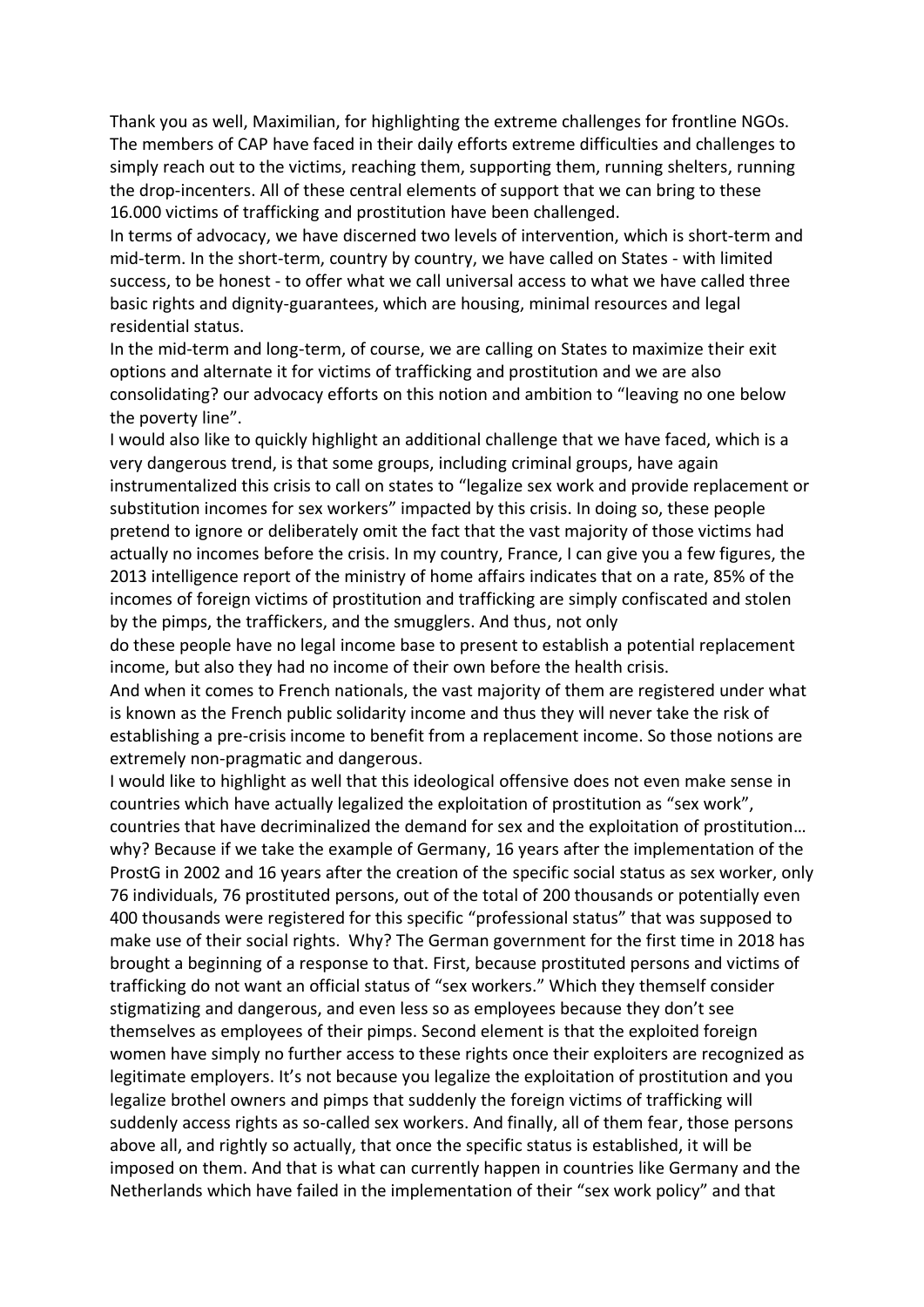Thank you as well, Maximilian, for highlighting the extreme challenges for frontline NGOs. The members of CAP have faced in their daily efforts extreme difficulties and challenges to simply reach out to the victims, reaching them, supporting them, running shelters, running the drop-incenters. All of these central elements of support that we can bring to these 16.000 victims of trafficking and prostitution have been challenged.

In terms of advocacy, we have discerned two levels of intervention, which is short-term and mid-term. In the short-term, country by country, we have called on States - with limited success, to be honest - to offer what we call universal access to what we have called three basic rights and dignity-guarantees, which are housing, minimal resources and legal residential status.

In the mid-term and long-term, of course, we are calling on States to maximize their exit options and alternate it for victims of trafficking and prostitution and we are also consolidating? our advocacy efforts on this notion and ambition to "leaving no one below the poverty line".

I would also like to quickly highlight an additional challenge that we have faced, which is a very dangerous trend, is that some groups, including criminal groups, have again instrumentalized this crisis to call on states to "legalize sex work and provide replacement or substitution incomes for sex workers" impacted by this crisis. In doing so, these people pretend to ignore or deliberately omit the fact that the vast majority of those victims had actually no incomes before the crisis. In my country, France, I can give you a few figures, the 2013 intelligence report of the ministry of home affairs indicates that on a rate, 85% of the incomes of foreign victims of prostitution and trafficking are simply confiscated and stolen by the pimps, the traffickers, and the smugglers. And thus, not only do these people have no legal income base to present to establish a potential replacement income, but also they had no income of their own before the health crisis.

And when it comes to French nationals, the vast majority of them are registered under what is known as the French public solidarity income and thus they will never take the risk of establishing a pre-crisis income to benefit from a replacement income. So those notions are extremely non-pragmatic and dangerous.

I would like to highlight as well that this ideological offensive does not even make sense in countries which have actually legalized the exploitation of prostitution as "sex work", countries that have decriminalized the demand for sex and the exploitation of prostitution… why? Because if we take the example of Germany, 16 years after the implementation of the ProstG in 2002 and 16 years after the creation of the specific social status as sex worker, only 76 individuals, 76 prostituted persons, out of the total of 200 thousands or potentially even 400 thousands were registered for this specific "professional status" that was supposed to make use of their social rights. Why? The German government for the first time in 2018 has brought a beginning of a response to that. First, because prostituted persons and victims of trafficking do not want an official status of "sex workers." Which they themself consider stigmatizing and dangerous, and even less so as employees because they don't see themselves as employees of their pimps. Second element is that the exploited foreign women have simply no further access to these rights once their exploiters are recognized as legitimate employers. It's not because you legalize the exploitation of prostitution and you legalize brothel owners and pimps that suddenly the foreign victims of trafficking will suddenly access rights as so-called sex workers. And finally, all of them fear, those persons above all, and rightly so actually, that once the specific status is established, it will be imposed on them. And that is what can currently happen in countries like Germany and the Netherlands which have failed in the implementation of their "sex work policy" and that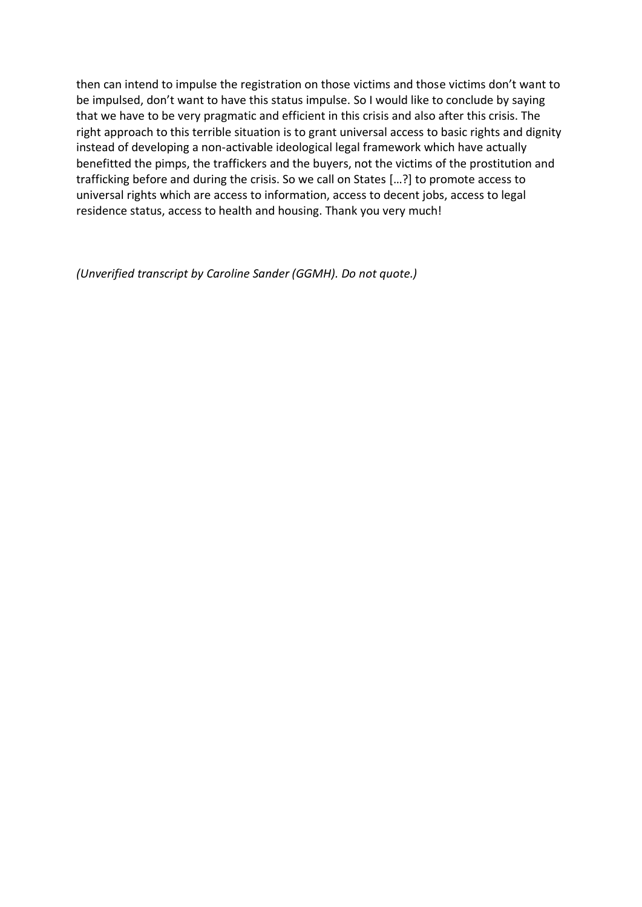then can intend to impulse the registration on those victims and those victims don't want to be impulsed, don't want to have this status impulse. So I would like to conclude by saying that we have to be very pragmatic and efficient in this crisis and also after this crisis. The right approach to this terrible situation is to grant universal access to basic rights and dignity instead of developing a non-activable ideological legal framework which have actually benefitted the pimps, the traffickers and the buyers, not the victims of the prostitution and trafficking before and during the crisis. So we call on States […?] to promote access to universal rights which are access to information, access to decent jobs, access to legal residence status, access to health and housing. Thank you very much!

*(Unverified transcript by Caroline Sander (GGMH). Do not quote.)*